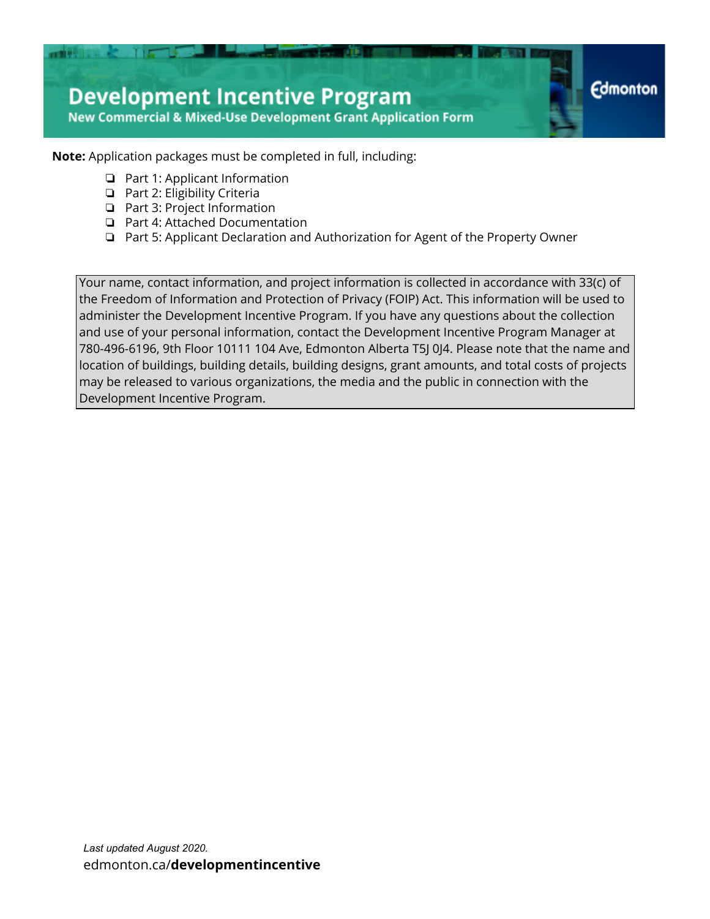# Development Incentive Program

## New Commercial & Mixed-Use Development Grant Application Form

Edmonton

**Note:** Application packages must be completed in full, including:

- ❏ Part 1: Applicant Information
- ❏ Part 2: Eligibility Criteria
- ❏ Part 3: Project Information
- ❏ Part 4: Attached Documentation
- ❏ Part 5: Applicant Declaration and Authorization for Agent of the Property Owner

Your name, contact information, and project information is collected in accordance with 33(c) of the Freedom of Information and Protection of Privacy (FOIP) Act. This information will be used to administer the Development Incentive Program. If you have any questions about the collection and use of your personal information, contact the Development Incentive Program Manager at 780-496-6196, 9th Floor 10111 104 Ave, Edmonton Alberta T5J 0J4. Please note that the name and location of buildings, building details, building designs, grant amounts, and total costs of projects may be released to various organizations, the media and the public in connection with the Development Incentive Program.

*Last updated August 2020.*

edmonton.ca/**developmentincentive**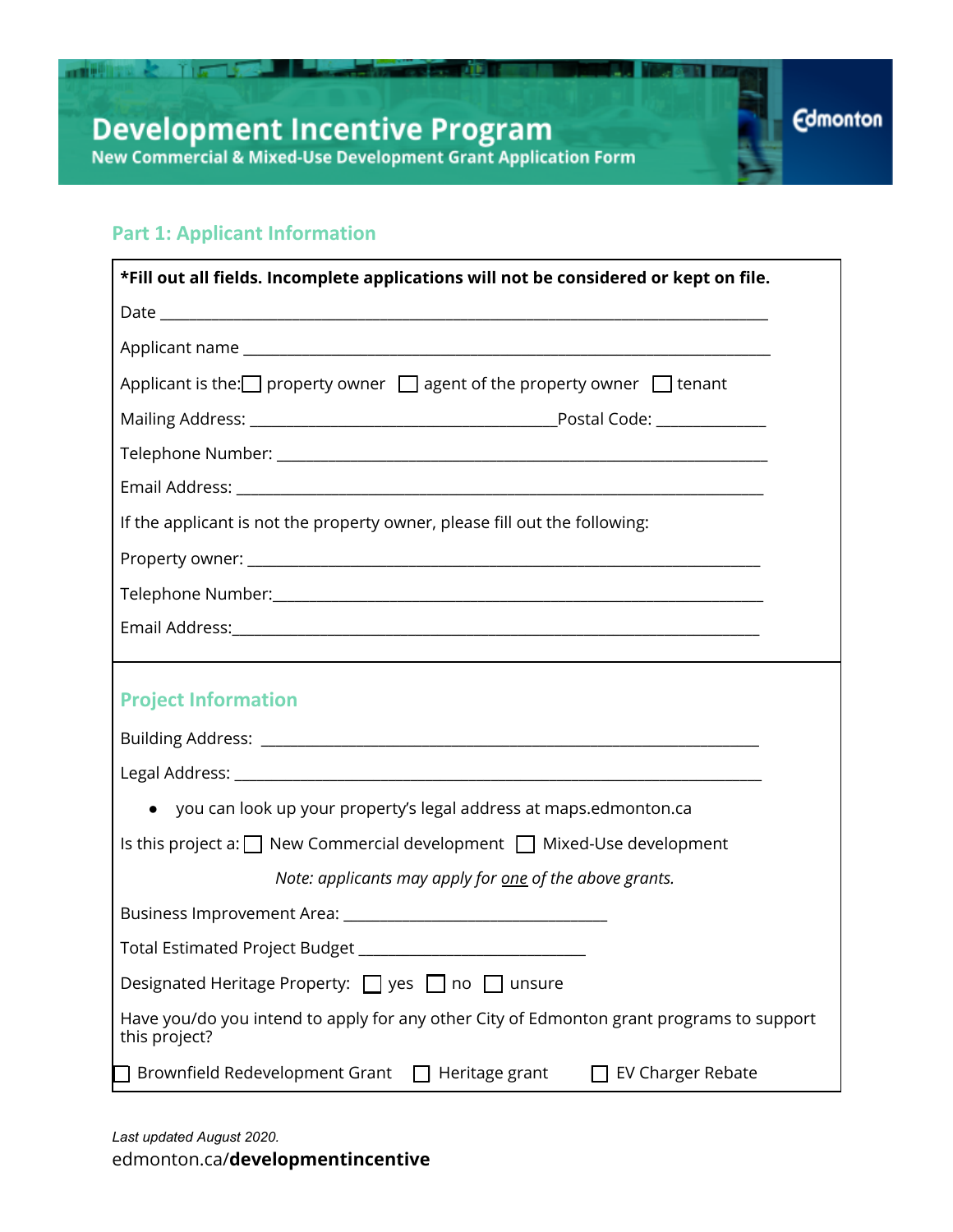# Development Incentive Program

## New Commercial & Mixed-Use Development Grant Application Form

## Part 1: Applicant Information

**\*Fill out all fields. Incomplete applications will not be considered or kept on file.**

Date ______________________________________________________________

Applicant name _______________________________________________________

Applicant is the: ☐ property owner ☐ agent of the property owner ☐ tenant

Mailing Address: ______________________________ Postal Code: ___________

Telephone Number: ___________________________________________________

Email Address: ______________________________________________________

If the applicant is not the property owner, please fill out the following:

Property owner: _____________________________________________________

Telephone Number: ___________________________________________________

Email Address: ______________________________________________________

## Project Information

Building Address: ____________________________________________________

Legal Address: ______________________________________________________

- you can look up your property's legal address at maps.edmonton.ca

Is this project a: ☐ New Commercial development ☐ Mixed-Use development

*Note: applicants may apply for one of the above grants.*

Business Improvement Area: ___________________________

Total Estimated Project Budget ______________________

Designated Heritage Property: ☐ yes ☐ no ☐ unsure

Have you/do you intend to apply for any other City of Edmonton grant programs to support this project?

☐ Brownfield Redevelopment Grant ☐ Heritage grant ☐ EV Charger Rebate

*Last updated August 2020.*

edmonton.ca/**developmentincentive**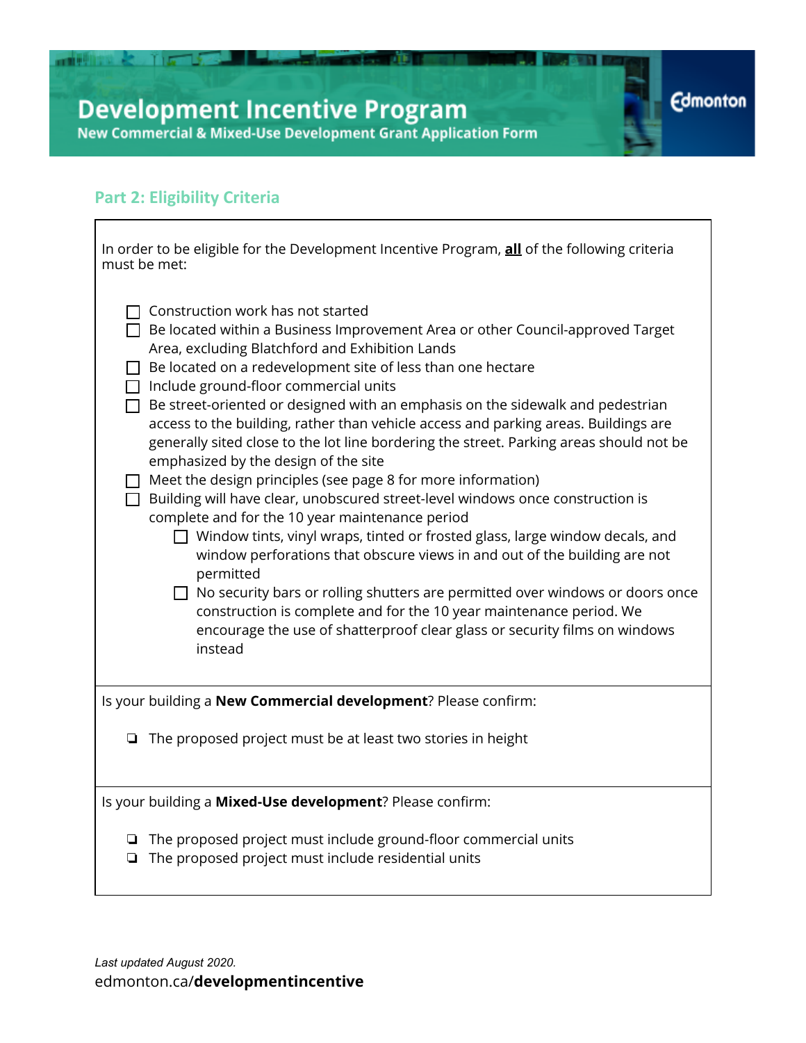# Development Incentive Program

**New Commercial & Mixed-Use Development Grant Application Form**

## Part 2: Eligibility Criteria

In order to be eligible for the Development Incentive Program, **all** of the following criteria must be met:

- ☐ Construction work has not started
- ☐ Be located within a Business Improvement Area or other Council-approved Target Area, excluding Blatchford and Exhibition Lands
- ☐ Be located on a redevelopment site of less than one hectare
- ☐ Include ground-floor commercial units
- ☐ Be street-oriented or designed with an emphasis on the sidewalk and pedestrian access to the building, rather than vehicle access and parking areas. Buildings are generally sited close to the lot line bordering the street. Parking areas should not be emphasized by the design of the site
- ☐ Meet the design principles (see page 8 for more information)
- ☐ Building will have clear, unobscured street-level windows once construction is complete and for the 10 year maintenance period
  - ☐ Window tints, vinyl wraps, tinted or frosted glass, large window decals, and window perforations that obscure views in and out of the building are not permitted
  - ☐ No security bars or rolling shutters are permitted over windows or doors once construction is complete and for the 10 year maintenance period. We encourage the use of shatterproof clear glass or security films on windows instead

Is your building a **New Commercial development**? Please confirm:

- ❏ The proposed project must be at least two stories in height

Is your building a **Mixed-Use development**? Please confirm:

- ❏ The proposed project must include ground-floor commercial units
- ❏ The proposed project must include residential units

*Last updated August 2020.*

edmonton.ca/**developmentincentive**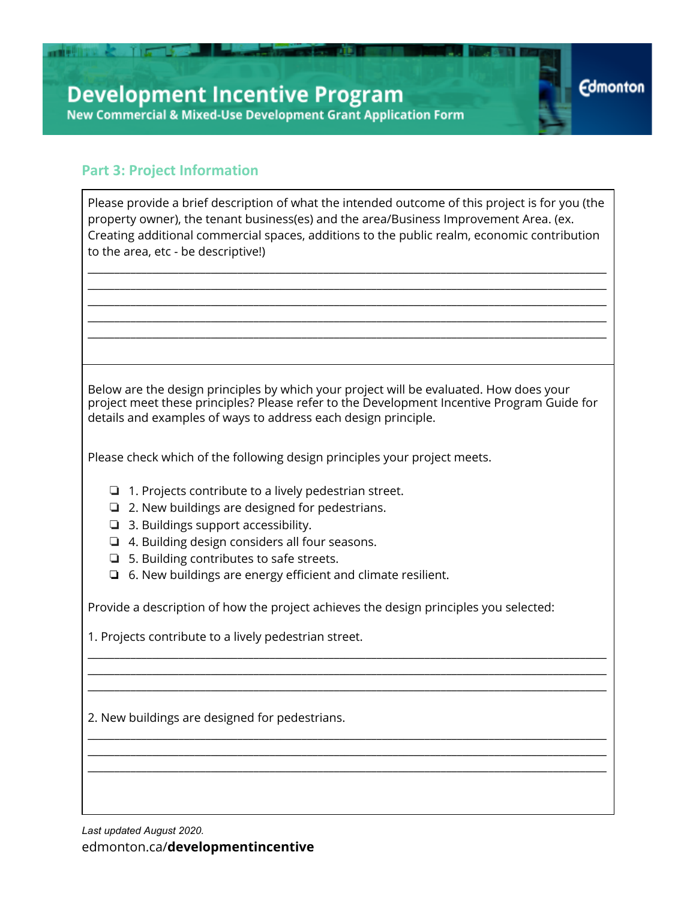## Part 3: Project Information

Please provide a brief description of what the intended outcome of this project is for you (the property owner), the tenant business(es) and the area/Business Improvement Area. (ex. Creating additional commercial spaces, additions to the public realm, economic contribution to the area, etc - be descriptive!)

\_\_\_\_\_\_\_\_\_\_\_\_\_\_\_\_\_\_\_\_\_\_\_\_\_\_\_\_\_\_\_\_\_\_\_\_\_\_\_\_\_\_\_\_\_\_\_\_\_\_\_\_\_\_\_\_\_\_\_\_\_\_\_\_\_\_\_\_\_\_\_\_\_\_\_\_\_\_

\_\_\_\_\_\_\_\_\_\_\_\_\_\_\_\_\_\_\_\_\_\_\_\_\_\_\_\_\_\_\_\_\_\_\_\_\_\_\_\_\_\_\_\_\_\_\_\_\_\_\_\_\_\_\_\_\_\_\_\_\_\_\_\_\_\_\_\_\_\_\_\_\_\_\_\_\_\_

\_\_\_\_\_\_\_\_\_\_\_\_\_\_\_\_\_\_\_\_\_\_\_\_\_\_\_\_\_\_\_\_\_\_\_\_\_\_\_\_\_\_\_\_\_\_\_\_\_\_\_\_\_\_\_\_\_\_\_\_\_\_\_\_\_\_\_\_\_\_\_\_\_\_\_\_\_\_

\_\_\_\_\_\_\_\_\_\_\_\_\_\_\_\_\_\_\_\_\_\_\_\_\_\_\_\_\_\_\_\_\_\_\_\_\_\_\_\_\_\_\_\_\_\_\_\_\_\_\_\_\_\_\_\_\_\_\_\_\_\_\_\_\_\_\_\_\_\_\_\_\_\_\_\_\_\_

\_\_\_\_\_\_\_\_\_\_\_\_\_\_\_\_\_\_\_\_\_\_\_\_\_\_\_\_\_\_\_\_\_\_\_\_\_\_\_\_\_\_\_\_\_\_\_\_\_\_\_\_\_\_\_\_\_\_\_\_\_\_\_\_\_\_\_\_\_\_\_\_\_\_\_\_\_\_

Below are the design principles by which your project will be evaluated. How does your project meet these principles? Please refer to the Development Incentive Program Guide for details and examples of ways to address each design principle.

Please check which of the following design principles your project meets.

- ❏ 1. Projects contribute to a lively pedestrian street.
- ❏ 2. New buildings are designed for pedestrians.
- ❏ 3. Buildings support accessibility.
- ❏ 4. Building design considers all four seasons.
- ❏ 5. Building contributes to safe streets.
- ❏ 6. New buildings are energy efficient and climate resilient.

Provide a description of how the project achieves the design principles you selected:

1. Projects contribute to a lively pedestrian street.

\_\_\_\_\_\_\_\_\_\_\_\_\_\_\_\_\_\_\_\_\_\_\_\_\_\_\_\_\_\_\_\_\_\_\_\_\_\_\_\_\_\_\_\_\_\_\_\_\_\_\_\_\_\_\_\_\_\_\_\_\_\_\_\_\_\_\_\_\_\_\_\_\_\_\_\_\_\_

\_\_\_\_\_\_\_\_\_\_\_\_\_\_\_\_\_\_\_\_\_\_\_\_\_\_\_\_\_\_\_\_\_\_\_\_\_\_\_\_\_\_\_\_\_\_\_\_\_\_\_\_\_\_\_\_\_\_\_\_\_\_\_\_\_\_\_\_\_\_\_\_\_\_\_\_\_\_

\_\_\_\_\_\_\_\_\_\_\_\_\_\_\_\_\_\_\_\_\_\_\_\_\_\_\_\_\_\_\_\_\_\_\_\_\_\_\_\_\_\_\_\_\_\_\_\_\_\_\_\_\_\_\_\_\_\_\_\_\_\_\_\_\_\_\_\_\_\_\_\_\_\_\_\_\_\_

2. New buildings are designed for pedestrians.

\_\_\_\_\_\_\_\_\_\_\_\_\_\_\_\_\_\_\_\_\_\_\_\_\_\_\_\_\_\_\_\_\_\_\_\_\_\_\_\_\_\_\_\_\_\_\_\_\_\_\_\_\_\_\_\_\_\_\_\_\_\_\_\_\_\_\_\_\_\_\_\_\_\_\_\_\_\_

\_\_\_\_\_\_\_\_\_\_\_\_\_\_\_\_\_\_\_\_\_\_\_\_\_\_\_\_\_\_\_\_\_\_\_\_\_\_\_\_\_\_\_\_\_\_\_\_\_\_\_\_\_\_\_\_\_\_\_\_\_\_\_\_\_\_\_\_\_\_\_\_\_\_\_\_\_\_

\_\_\_\_\_\_\_\_\_\_\_\_\_\_\_\_\_\_\_\_\_\_\_\_\_\_\_\_\_\_\_\_\_\_\_\_\_\_\_\_\_\_\_\_\_\_\_\_\_\_\_\_\_\_\_\_\_\_\_\_\_\_\_\_\_\_\_\_\_\_\_\_\_\_\_\_\_\_

*Last updated August 2020.*

edmonton.ca/**developmentincentive**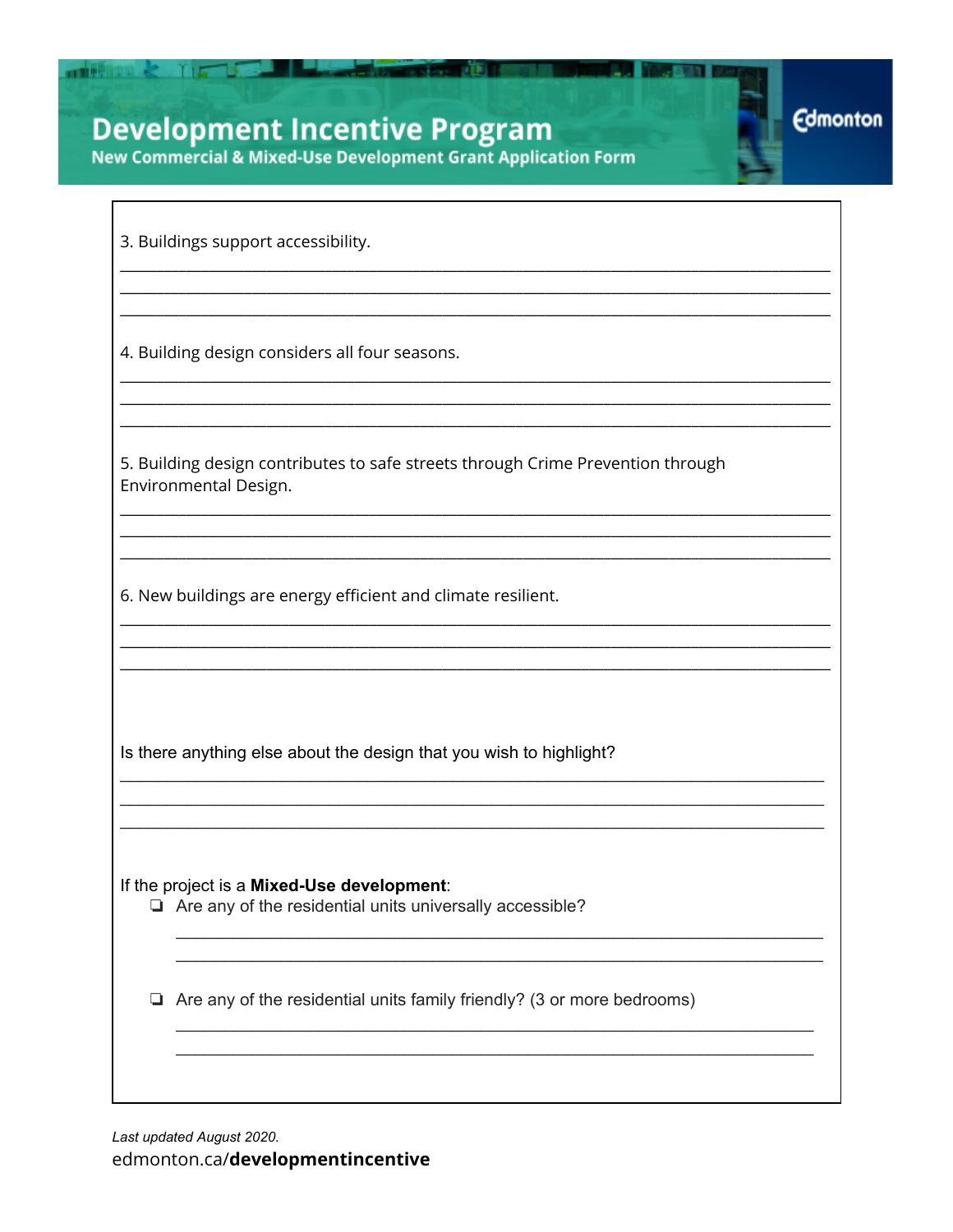3. Buildings support accessibility.

\_\_\_\_\_\_\_\_\_\_\_\_\_\_\_\_\_\_\_\_\_\_\_\_\_\_\_\_\_\_\_\_\_\_\_\_\_\_\_\_\_\_\_\_\_\_\_\_\_\_\_\_\_\_\_\_\_\_\_\_\_\_\_\_\_\_\_\_\_\_\_\_\_\_\_\_\_\_

\_\_\_\_\_\_\_\_\_\_\_\_\_\_\_\_\_\_\_\_\_\_\_\_\_\_\_\_\_\_\_\_\_\_\_\_\_\_\_\_\_\_\_\_\_\_\_\_\_\_\_\_\_\_\_\_\_\_\_\_\_\_\_\_\_\_\_\_\_\_\_\_\_\_\_\_\_\_

\_\_\_\_\_\_\_\_\_\_\_\_\_\_\_\_\_\_\_\_\_\_\_\_\_\_\_\_\_\_\_\_\_\_\_\_\_\_\_\_\_\_\_\_\_\_\_\_\_\_\_\_\_\_\_\_\_\_\_\_\_\_\_\_\_\_\_\_\_\_\_\_\_\_\_\_\_\_

4. Building design considers all four seasons.

\_\_\_\_\_\_\_\_\_\_\_\_\_\_\_\_\_\_\_\_\_\_\_\_\_\_\_\_\_\_\_\_\_\_\_\_\_\_\_\_\_\_\_\_\_\_\_\_\_\_\_\_\_\_\_\_\_\_\_\_\_\_\_\_\_\_\_\_\_\_\_\_\_\_\_\_\_\_

\_\_\_\_\_\_\_\_\_\_\_\_\_\_\_\_\_\_\_\_\_\_\_\_\_\_\_\_\_\_\_\_\_\_\_\_\_\_\_\_\_\_\_\_\_\_\_\_\_\_\_\_\_\_\_\_\_\_\_\_\_\_\_\_\_\_\_\_\_\_\_\_\_\_\_\_\_\_

\_\_\_\_\_\_\_\_\_\_\_\_\_\_\_\_\_\_\_\_\_\_\_\_\_\_\_\_\_\_\_\_\_\_\_\_\_\_\_\_\_\_\_\_\_\_\_\_\_\_\_\_\_\_\_\_\_\_\_\_\_\_\_\_\_\_\_\_\_\_\_\_\_\_\_\_\_\_

5. Building design contributes to safe streets through Crime Prevention through Environmental Design.

\_\_\_\_\_\_\_\_\_\_\_\_\_\_\_\_\_\_\_\_\_\_\_\_\_\_\_\_\_\_\_\_\_\_\_\_\_\_\_\_\_\_\_\_\_\_\_\_\_\_\_\_\_\_\_\_\_\_\_\_\_\_\_\_\_\_\_\_\_\_\_\_\_\_\_\_\_\_

\_\_\_\_\_\_\_\_\_\_\_\_\_\_\_\_\_\_\_\_\_\_\_\_\_\_\_\_\_\_\_\_\_\_\_\_\_\_\_\_\_\_\_\_\_\_\_\_\_\_\_\_\_\_\_\_\_\_\_\_\_\_\_\_\_\_\_\_\_\_\_\_\_\_\_\_\_\_

\_\_\_\_\_\_\_\_\_\_\_\_\_\_\_\_\_\_\_\_\_\_\_\_\_\_\_\_\_\_\_\_\_\_\_\_\_\_\_\_\_\_\_\_\_\_\_\_\_\_\_\_\_\_\_\_\_\_\_\_\_\_\_\_\_\_\_\_\_\_\_\_\_\_\_\_\_\_

6. New buildings are energy efficient and climate resilient.

\_\_\_\_\_\_\_\_\_\_\_\_\_\_\_\_\_\_\_\_\_\_\_\_\_\_\_\_\_\_\_\_\_\_\_\_\_\_\_\_\_\_\_\_\_\_\_\_\_\_\_\_\_\_\_\_\_\_\_\_\_\_\_\_\_\_\_\_\_\_\_\_\_\_\_\_\_\_

\_\_\_\_\_\_\_\_\_\_\_\_\_\_\_\_\_\_\_\_\_\_\_\_\_\_\_\_\_\_\_\_\_\_\_\_\_\_\_\_\_\_\_\_\_\_\_\_\_\_\_\_\_\_\_\_\_\_\_\_\_\_\_\_\_\_\_\_\_\_\_\_\_\_\_\_\_\_

\_\_\_\_\_\_\_\_\_\_\_\_\_\_\_\_\_\_\_\_\_\_\_\_\_\_\_\_\_\_\_\_\_\_\_\_\_\_\_\_\_\_\_\_\_\_\_\_\_\_\_\_\_\_\_\_\_\_\_\_\_\_\_\_\_\_\_\_\_\_\_\_\_\_\_\_\_\_

Is there anything else about the design that you wish to highlight?

\_\_\_\_\_\_\_\_\_\_\_\_\_\_\_\_\_\_\_\_\_\_\_\_\_\_\_\_\_\_\_\_\_\_\_\_\_\_\_\_\_\_\_\_\_\_\_\_\_\_\_\_\_\_\_\_\_\_\_\_\_\_\_\_\_\_\_\_\_\_\_\_\_\_\_\_\_\_

\_\_\_\_\_\_\_\_\_\_\_\_\_\_\_\_\_\_\_\_\_\_\_\_\_\_\_\_\_\_\_\_\_\_\_\_\_\_\_\_\_\_\_\_\_\_\_\_\_\_\_\_\_\_\_\_\_\_\_\_\_\_\_\_\_\_\_\_\_\_\_\_\_\_\_\_\_\_

\_\_\_\_\_\_\_\_\_\_\_\_\_\_\_\_\_\_\_\_\_\_\_\_\_\_\_\_\_\_\_\_\_\_\_\_\_\_\_\_\_\_\_\_\_\_\_\_\_\_\_\_\_\_\_\_\_\_\_\_\_\_\_\_\_\_\_\_\_\_\_\_\_\_\_\_\_\_

If the project is a **Mixed-Use development**:

- ❏ Are any of the residential units universally accessible?

  \_\_\_\_\_\_\_\_\_\_\_\_\_\_\_\_\_\_\_\_\_\_\_\_\_\_\_\_\_\_\_\_\_\_\_\_\_\_\_\_\_\_\_\_\_\_\_\_\_\_\_\_\_\_\_\_\_\_\_\_\_\_\_\_\_\_\_\_\_\_

  \_\_\_\_\_\_\_\_\_\_\_\_\_\_\_\_\_\_\_\_\_\_\_\_\_\_\_\_\_\_\_\_\_\_\_\_\_\_\_\_\_\_\_\_\_\_\_\_\_\_\_\_\_\_\_\_\_\_\_\_\_\_\_\_\_\_\_\_\_\_

- ❏ Are any of the residential units family friendly? (3 or more bedrooms)

  \_\_\_\_\_\_\_\_\_\_\_\_\_\_\_\_\_\_\_\_\_\_\_\_\_\_\_\_\_\_\_\_\_\_\_\_\_\_\_\_\_\_\_\_\_\_\_\_\_\_\_\_\_\_\_\_\_\_\_\_\_\_\_\_\_\_\_\_\_\_

  \_\_\_\_\_\_\_\_\_\_\_\_\_\_\_\_\_\_\_\_\_\_\_\_\_\_\_\_\_\_\_\_\_\_\_\_\_\_\_\_\_\_\_\_\_\_\_\_\_\_\_\_\_\_\_\_\_\_\_\_\_\_\_\_\_\_\_\_\_\_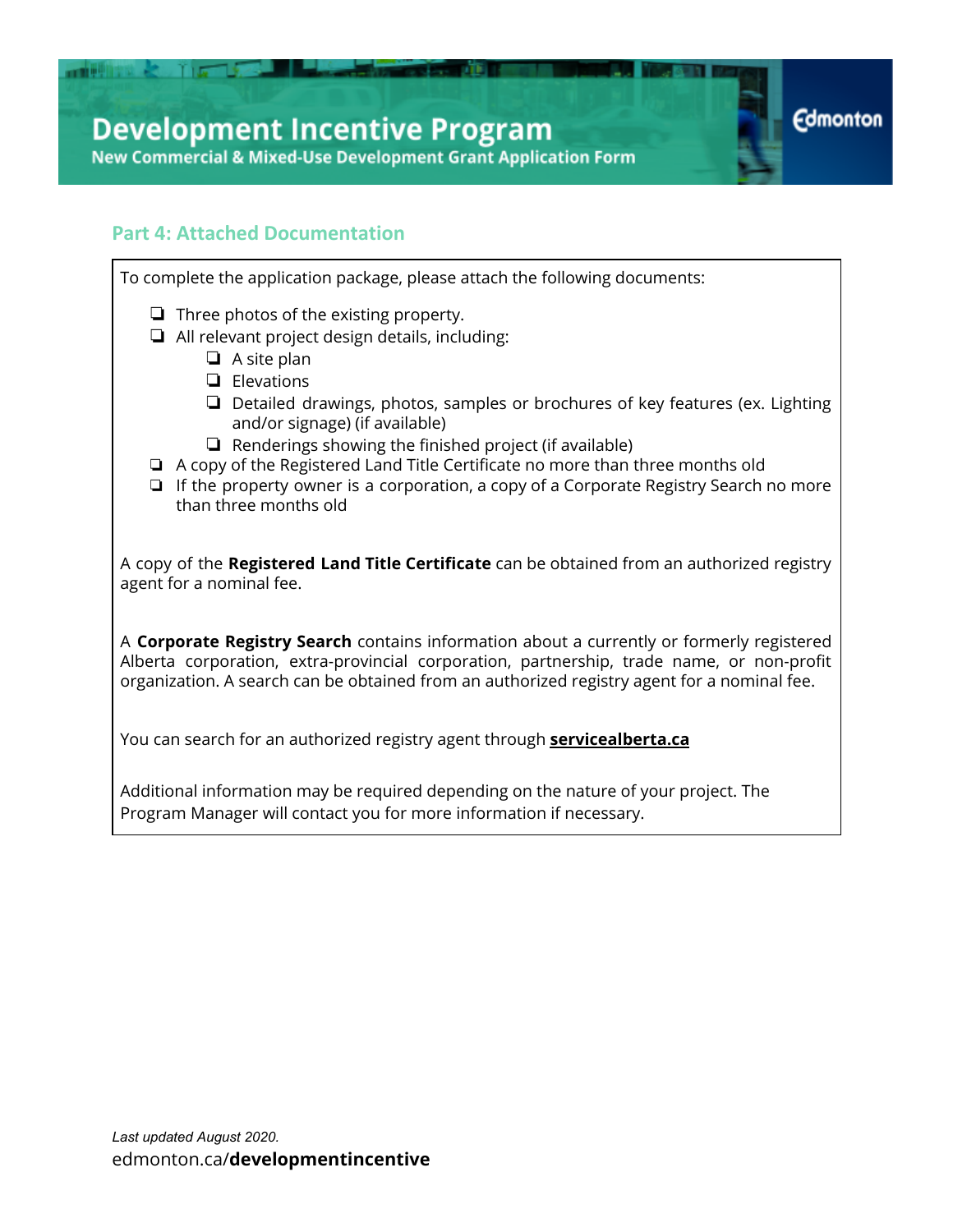## Part 4: Attached Documentation

To complete the application package, please attach the following documents:

- ❏ Three photos of the existing property.
- ❏ All relevant project design details, including:
  - ❏ A site plan
  - ❏ Elevations
  - ❏ Detailed drawings, photos, samples or brochures of key features (ex. Lighting and/or signage) (if available)
  - ❏ Renderings showing the finished project (if available)
- ❏ A copy of the Registered Land Title Certificate no more than three months old
- ❏ If the property owner is a corporation, a copy of a Corporate Registry Search no more than three months old

A copy of the **Registered Land Title Certificate** can be obtained from an authorized registry agent for a nominal fee.

A **Corporate Registry Search** contains information about a currently or formerly registered Alberta corporation, extra-provincial corporation, partnership, trade name, or non-profit organization. A search can be obtained from an authorized registry agent for a nominal fee.

You can search for an authorized registry agent through **servicealberta.ca**

Additional information may be required depending on the nature of your project. The Program Manager will contact you for more information if necessary.

*Last updated August 2020.*

edmonton.ca/**developmentincentive**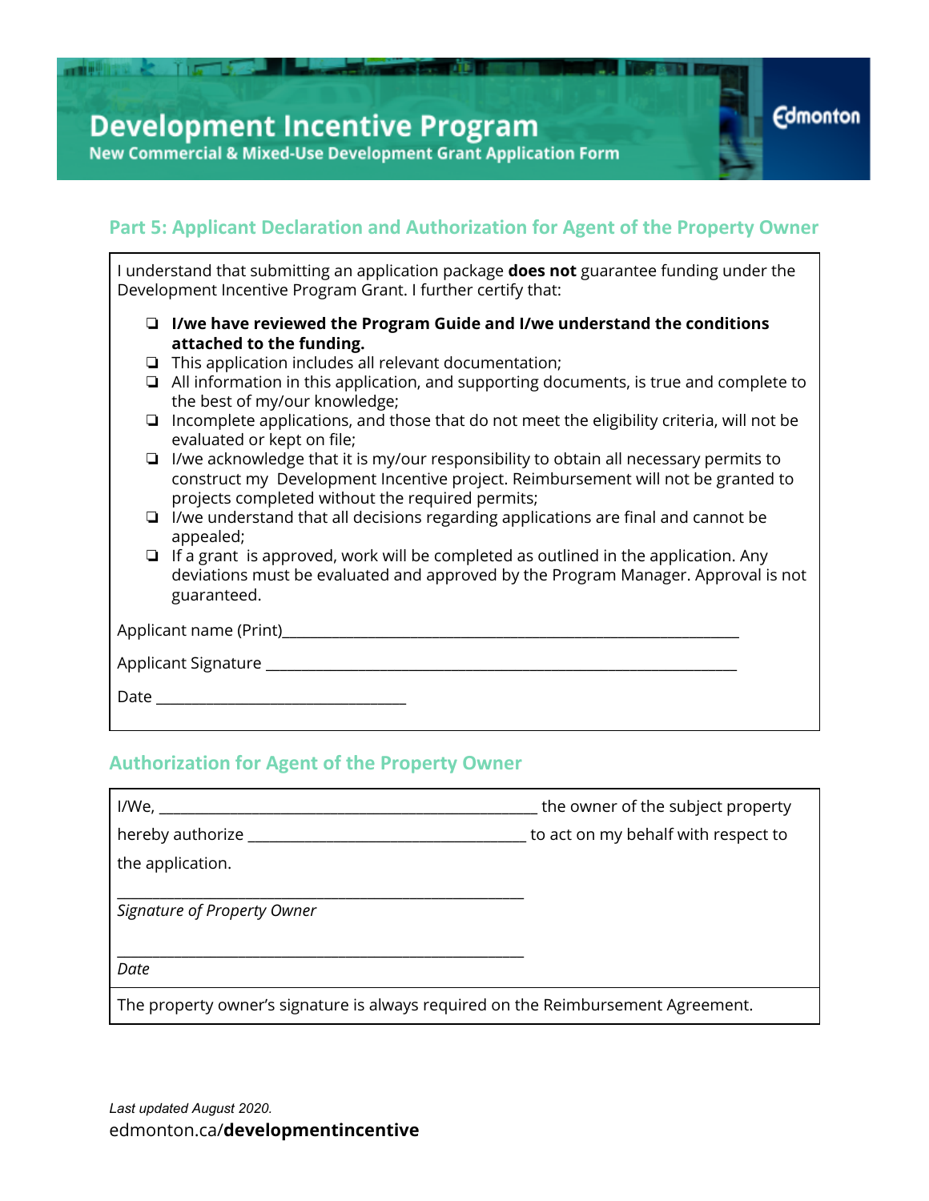# Development Incentive Program

New Commercial & Mixed-Use Development Grant Application Form

## Part 5: Applicant Declaration and Authorization for Agent of the Property Owner

I understand that submitting an application package **does not** guarantee funding under the Development Incentive Program Grant. I further certify that:

- ❏ **I/we have reviewed the Program Guide and I/we understand the conditions attached to the funding.**
- ❏ This application includes all relevant documentation;
- ❏ All information in this application, and supporting documents, is true and complete to the best of my/our knowledge;
- ❏ Incomplete applications, and those that do not meet the eligibility criteria, will not be evaluated or kept on file;
- ❏ I/we acknowledge that it is my/our responsibility to obtain all necessary permits to construct my Development Incentive project. Reimbursement will not be granted to projects completed without the required permits;
- ❏ I/we understand that all decisions regarding applications are final and cannot be appealed;
- ❏ If a grant is approved, work will be completed as outlined in the application. Any deviations must be evaluated and approved by the Program Manager. Approval is not guaranteed.

Applicant name (Print)____________________________________________________________

Applicant Signature ______________________________________________________________

Date ________________________________

## Authorization for Agent of the Property Owner

I/We, ___________________________________________________ the owner of the subject property hereby authorize ____________________________________ to act on my behalf with respect to the application.

_____________________________________________________

*Signature of Property Owner*

_____________________________________________________

*Date*

The property owner's signature is always required on the Reimbursement Agreement.

*Last updated August 2020.*

edmonton.ca/**developmentincentive**